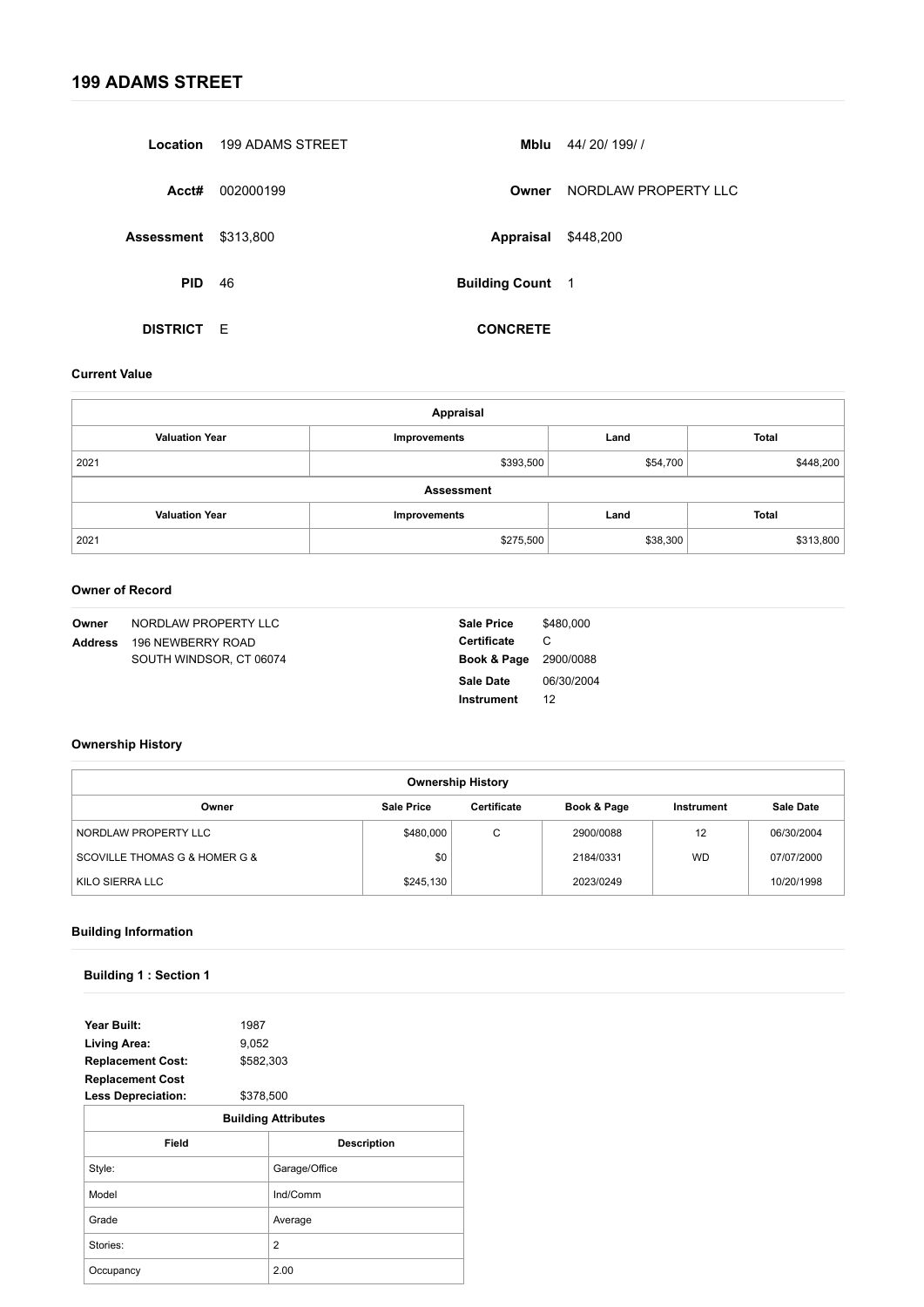# 199 ADAMS STREET

| | | | |
|---|---|---|---|
| **Location** | 199 ADAMS STREET | **Mblu** | 44/ 20/ 199/ / |
| **Acct#** | 002000199 | **Owner** | NORDLAW PROPERTY LLC |
| **Assessment** | $313,800 | **Appraisal** | $448,200 |
| **PID** | 46 | **Building Count** | 1 |
| **DISTRICT** | E | **CONCRETE** | |

### Current Value

| Appraisal | | | |
|---|---|---|---|
| **Valuation Year** | **Improvements** | **Land** | **Total** |
| 2021 | $393,500 | $54,700 | $448,200 |
| **Assessment** | | | |
| **Valuation Year** | **Improvements** | **Land** | **Total** |
| 2021 | $275,500 | $38,300 | $313,800 |

### Owner of Record

**Owner** NORDLAW PROPERTY LLC
**Address** 196 NEWBERRY ROAD
SOUTH WINDSOR, CT 06074

**Sale Price** $480,000
**Certificate** C
**Book & Page** 2900/0088
**Sale Date** 06/30/2004
**Instrument** 12

### Ownership History

| Owner | Sale Price | Certificate | Book & Page | Instrument | Sale Date |
|---|---|---|---|---|---|
| NORDLAW PROPERTY LLC | $480,000 | C | 2900/0088 | 12 | 06/30/2004 |
| SCOVILLE THOMAS G & HOMER G & | $0 | | 2184/0331 | WD | 07/07/2000 |
| KILO SIERRA LLC | $245,130 | | 2023/0249 | | 10/20/1998 |

### Building Information

#### Building 1 : Section 1

**Year Built:** 1987
**Living Area:** 9,052
**Replacement Cost:** $582,303
**Replacement Cost Less Depreciation:** $378,500

| Building Attributes | |
|---|---|
| **Field** | **Description** |
| Style: | Garage/Office |
| Model | Ind/Comm |
| Grade | Average |
| Stories: | 2 |
| Occupancy | 2.00 |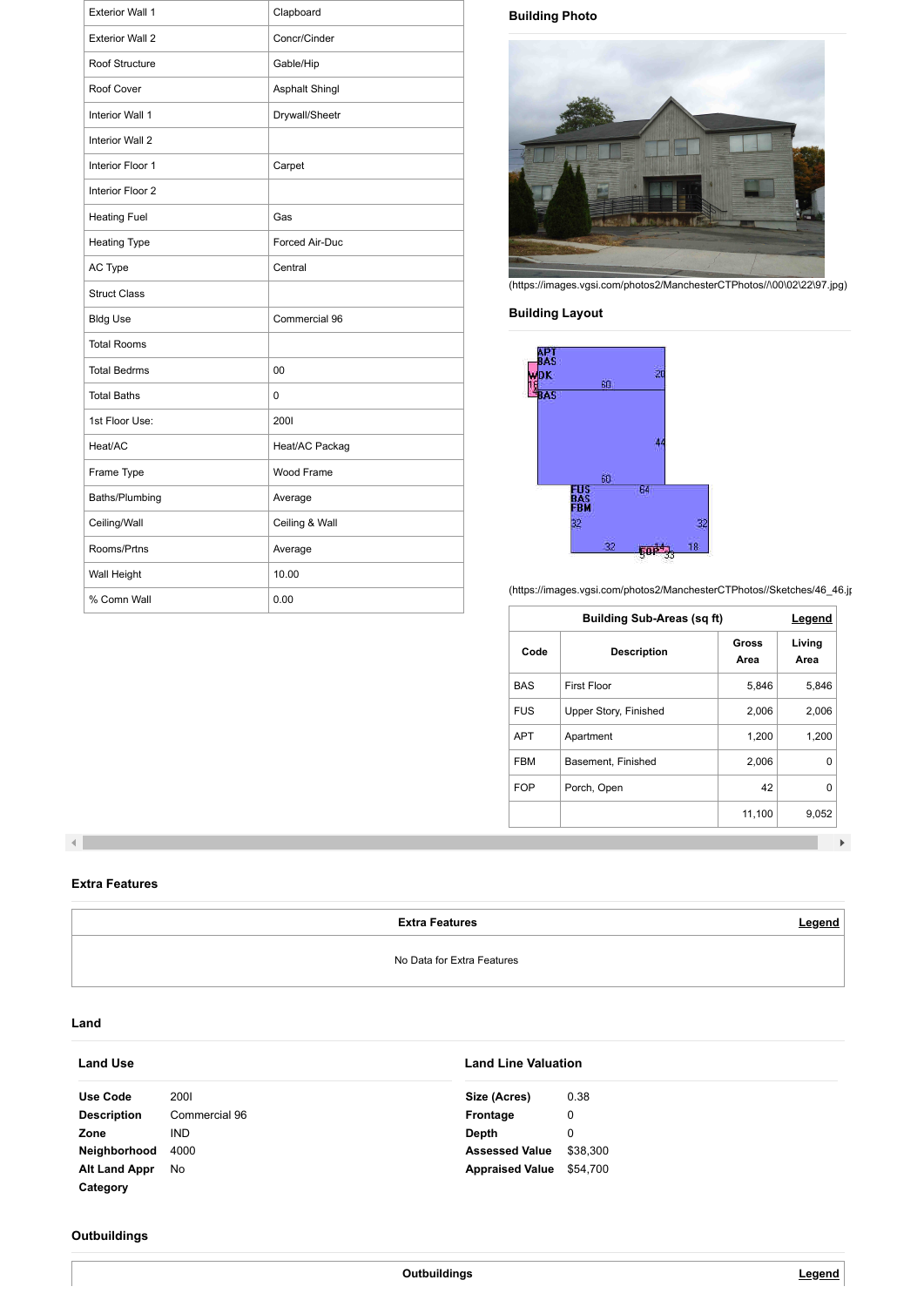| Exterior Wall 1 | Clapboard |
|---|---|
| Exterior Wall 2 | Concr/Cinder |
| Roof Structure | Gable/Hip |
| Roof Cover | Asphalt Shingl |
| Interior Wall 1 | Drywall/Sheetr |
| Interior Wall 2 | |
| Interior Floor 1 | Carpet |
| Interior Floor 2 | |
| Heating Fuel | Gas |
| Heating Type | Forced Air-Duc |
| AC Type | Central |
| Struct Class | |
| Bldg Use | Commercial 96 |
| Total Rooms | |
| Total Bedrms | 00 |
| Total Baths | 0 |
| 1st Floor Use: | 200I |
| Heat/AC | Heat/AC Packag |
| Frame Type | Wood Frame |
| Baths/Plumbing | Average |
| Ceiling/Wall | Ceiling & Wall |
| Rooms/Prtns | Average |
| Wall Height | 10.00 |
| % Comn Wall | 0.00 |

### Building Photo

(https://images.vgsi.com/photos2/ManchesterCTPhotos//\00\02\22\97.jpg)

### Building Layout

(https://images.vgsi.com/photos2/ManchesterCTPhotos//Sketches/46_46.jp

| Building Sub-Areas (sq ft) | | | Legend |
|---|---|---|---|
| **Code** | **Description** | **Gross Area** | **Living Area** |
| BAS | First Floor | 5,846 | 5,846 |
| FUS | Upper Story, Finished | 2,006 | 2,006 |
| APT | Apartment | 1,200 | 1,200 |
| FBM | Basement, Finished | 2,006 | 0 |
| FOP | Porch, Open | 42 | 0 |
| | | 11,100 | 9,052 |

### Extra Features

| Extra Features | Legend |
|---|---|
| No Data for Extra Features | |

### Land

#### Land Use

**Use Code** 200I
**Description** Commercial 96
**Zone** IND
**Neighborhood** 4000
**Alt Land Appr** No
**Category**

#### Land Line Valuation

**Size (Acres)** 0.38
**Frontage** 0
**Depth** 0
**Assessed Value** $38,300
**Appraised Value** $54,700

### Outbuildings

| Outbuildings | Legend |
|---|---|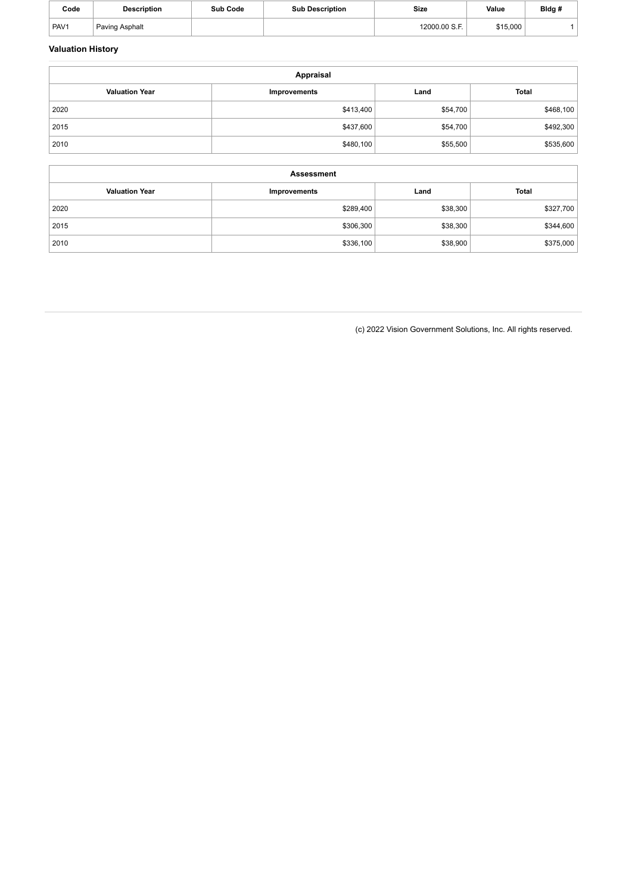| Code | Description | Sub Code | Sub Description | Size | Value | Bldg # |
|---|---|---|---|---|---|---|
| PAV1 | Paving Asphalt | | | 12000.00 S.F. | $15,000 | 1 |

### Valuation History

| Appraisal | | | |
|---|---|---|---|
| **Valuation Year** | **Improvements** | **Land** | **Total** |
| 2020 | $413,400 | $54,700 | $468,100 |
| 2015 | $437,600 | $54,700 | $492,300 |
| 2010 | $480,100 | $55,500 | $535,600 |

| Assessment | | | |
|---|---|---|---|
| **Valuation Year** | **Improvements** | **Land** | **Total** |
| 2020 | $289,400 | $38,300 | $327,700 |
| 2015 | $306,300 | $38,300 | $344,600 |
| 2010 | $336,100 | $38,900 | $375,000 |

(c) 2022 Vision Government Solutions, Inc. All rights reserved.